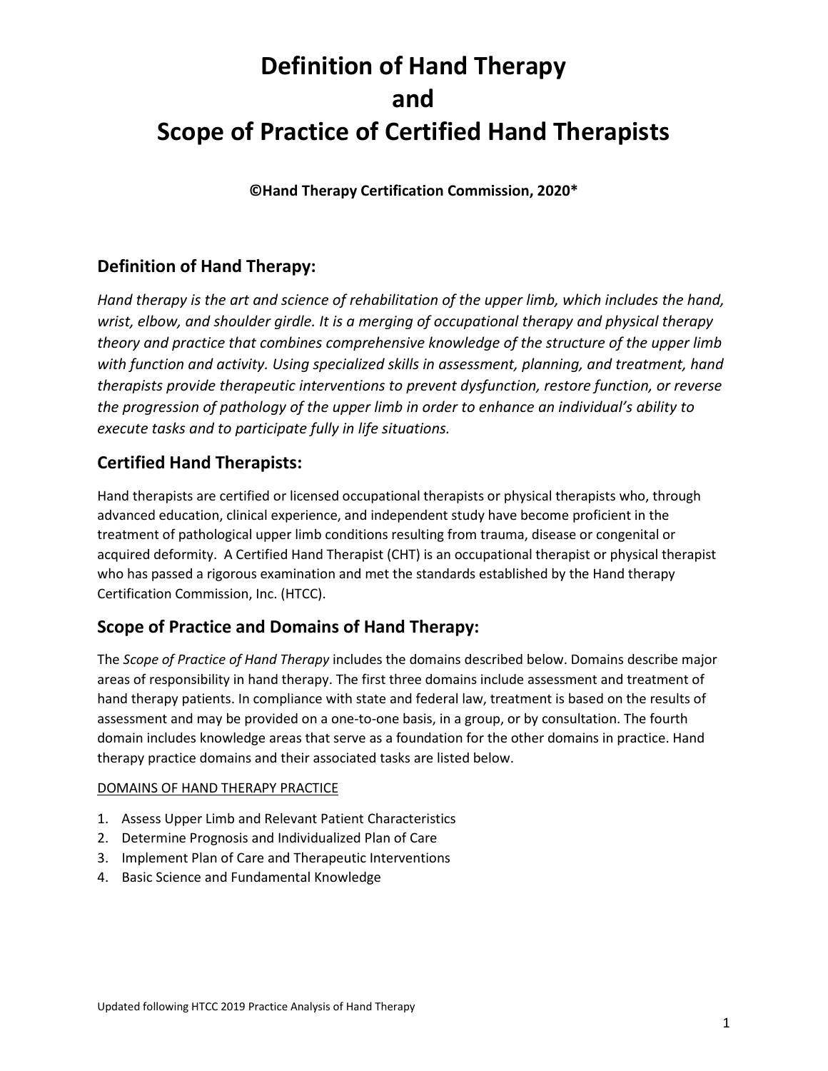# Definition of Hand Therapy and Scope of Practice of Certified Hand Therapists

**©Hand Therapy Certification Commission, 2020***

## Definition of Hand Therapy:

*Hand therapy is the art and science of rehabilitation of the upper limb, which includes the hand, wrist, elbow, and shoulder girdle. It is a merging of occupational therapy and physical therapy theory and practice that combines comprehensive knowledge of the structure of the upper limb with function and activity. Using specialized skills in assessment, planning, and treatment, hand therapists provide therapeutic interventions to prevent dysfunction, restore function, or reverse the progression of pathology of the upper limb in order to enhance an individual's ability to execute tasks and to participate fully in life situations.*

## Certified Hand Therapists:

Hand therapists are certified or licensed occupational therapists or physical therapists who, through advanced education, clinical experience, and independent study have become proficient in the treatment of pathological upper limb conditions resulting from trauma, disease or congenital or acquired deformity. A Certified Hand Therapist (CHT) is an occupational therapist or physical therapist who has passed a rigorous examination and met the standards established by the Hand therapy Certification Commission, Inc. (HTCC).

## Scope of Practice and Domains of Hand Therapy:

The *Scope of Practice of Hand Therapy* includes the domains described below. Domains describe major areas of responsibility in hand therapy. The first three domains include assessment and treatment of hand therapy patients. In compliance with state and federal law, treatment is based on the results of assessment and may be provided on a one-to-one basis, in a group, or by consultation. The fourth domain includes knowledge areas that serve as a foundation for the other domains in practice. Hand therapy practice domains and their associated tasks are listed below.

DOMAINS OF HAND THERAPY PRACTICE

1. Assess Upper Limb and Relevant Patient Characteristics
2. Determine Prognosis and Individualized Plan of Care
3. Implement Plan of Care and Therapeutic Interventions
4. Basic Science and Fundamental Knowledge

Updated following HTCC 2019 Practice Analysis of Hand Therapy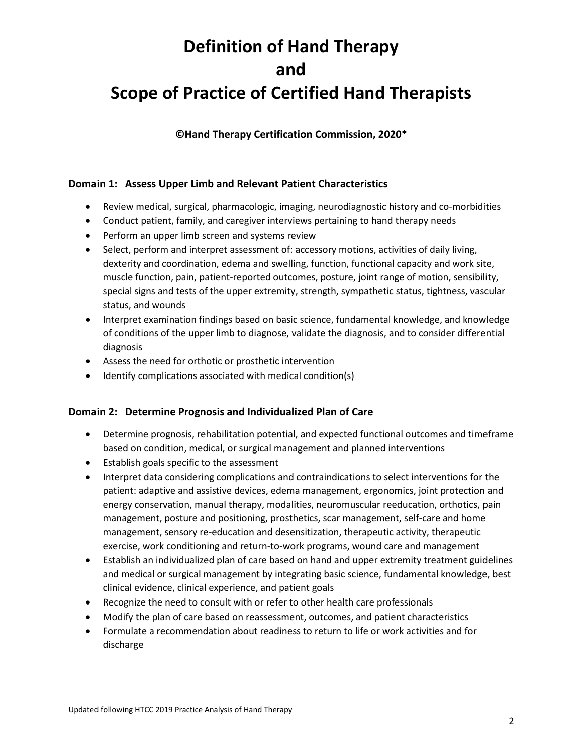# Definition of Hand Therapy
# and
# Scope of Practice of Certified Hand Therapists

**©Hand Therapy Certification Commission, 2020***

### Domain 1: Assess Upper Limb and Relevant Patient Characteristics

- Review medical, surgical, pharmacologic, imaging, neurodiagnostic history and co-morbidities
- Conduct patient, family, and caregiver interviews pertaining to hand therapy needs
- Perform an upper limb screen and systems review
- Select, perform and interpret assessment of: accessory motions, activities of daily living, dexterity and coordination, edema and swelling, function, functional capacity and work site, muscle function, pain, patient-reported outcomes, posture, joint range of motion, sensibility, special signs and tests of the upper extremity, strength, sympathetic status, tightness, vascular status, and wounds
- Interpret examination findings based on basic science, fundamental knowledge, and knowledge of conditions of the upper limb to diagnose, validate the diagnosis, and to consider differential diagnosis
- Assess the need for orthotic or prosthetic intervention
- Identify complications associated with medical condition(s)

### Domain 2: Determine Prognosis and Individualized Plan of Care

- Determine prognosis, rehabilitation potential, and expected functional outcomes and timeframe based on condition, medical, or surgical management and planned interventions
- Establish goals specific to the assessment
- Interpret data considering complications and contraindications to select interventions for the patient: adaptive and assistive devices, edema management, ergonomics, joint protection and energy conservation, manual therapy, modalities, neuromuscular reeducation, orthotics, pain management, posture and positioning, prosthetics, scar management, self-care and home management, sensory re-education and desensitization, therapeutic activity, therapeutic exercise, work conditioning and return-to-work programs, wound care and management
- Establish an individualized plan of care based on hand and upper extremity treatment guidelines and medical or surgical management by integrating basic science, fundamental knowledge, best clinical evidence, clinical experience, and patient goals
- Recognize the need to consult with or refer to other health care professionals
- Modify the plan of care based on reassessment, outcomes, and patient characteristics
- Formulate a recommendation about readiness to return to life or work activities and for discharge

Updated following HTCC 2019 Practice Analysis of Hand Therapy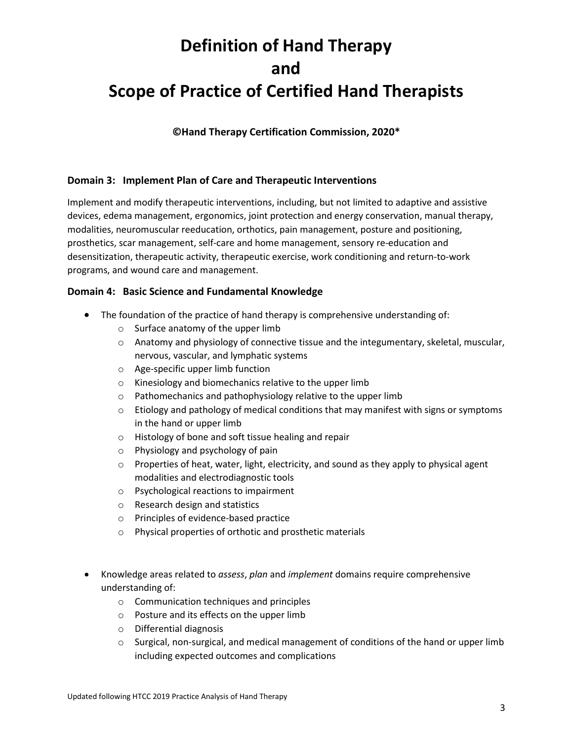# Definition of Hand Therapy and Scope of Practice of Certified Hand Therapists

**©Hand Therapy Certification Commission, 2020\***

### Domain 3: Implement Plan of Care and Therapeutic Interventions

Implement and modify therapeutic interventions, including, but not limited to adaptive and assistive devices, edema management, ergonomics, joint protection and energy conservation, manual therapy, modalities, neuromuscular reeducation, orthotics, pain management, posture and positioning, prosthetics, scar management, self-care and home management, sensory re-education and desensitization, therapeutic activity, therapeutic exercise, work conditioning and return-to-work programs, and wound care and management.

### Domain 4: Basic Science and Fundamental Knowledge

- The foundation of the practice of hand therapy is comprehensive understanding of:
  - Surface anatomy of the upper limb
  - Anatomy and physiology of connective tissue and the integumentary, skeletal, muscular, nervous, vascular, and lymphatic systems
  - Age-specific upper limb function
  - Kinesiology and biomechanics relative to the upper limb
  - Pathomechanics and pathophysiology relative to the upper limb
  - Etiology and pathology of medical conditions that may manifest with signs or symptoms in the hand or upper limb
  - Histology of bone and soft tissue healing and repair
  - Physiology and psychology of pain
  - Properties of heat, water, light, electricity, and sound as they apply to physical agent modalities and electrodiagnostic tools
  - Psychological reactions to impairment
  - Research design and statistics
  - Principles of evidence-based practice
  - Physical properties of orthotic and prosthetic materials

- Knowledge areas related to *assess*, *plan* and *implement* domains require comprehensive understanding of:
  - Communication techniques and principles
  - Posture and its effects on the upper limb
  - Differential diagnosis
  - Surgical, non-surgical, and medical management of conditions of the hand or upper limb including expected outcomes and complications

Updated following HTCC 2019 Practice Analysis of Hand Therapy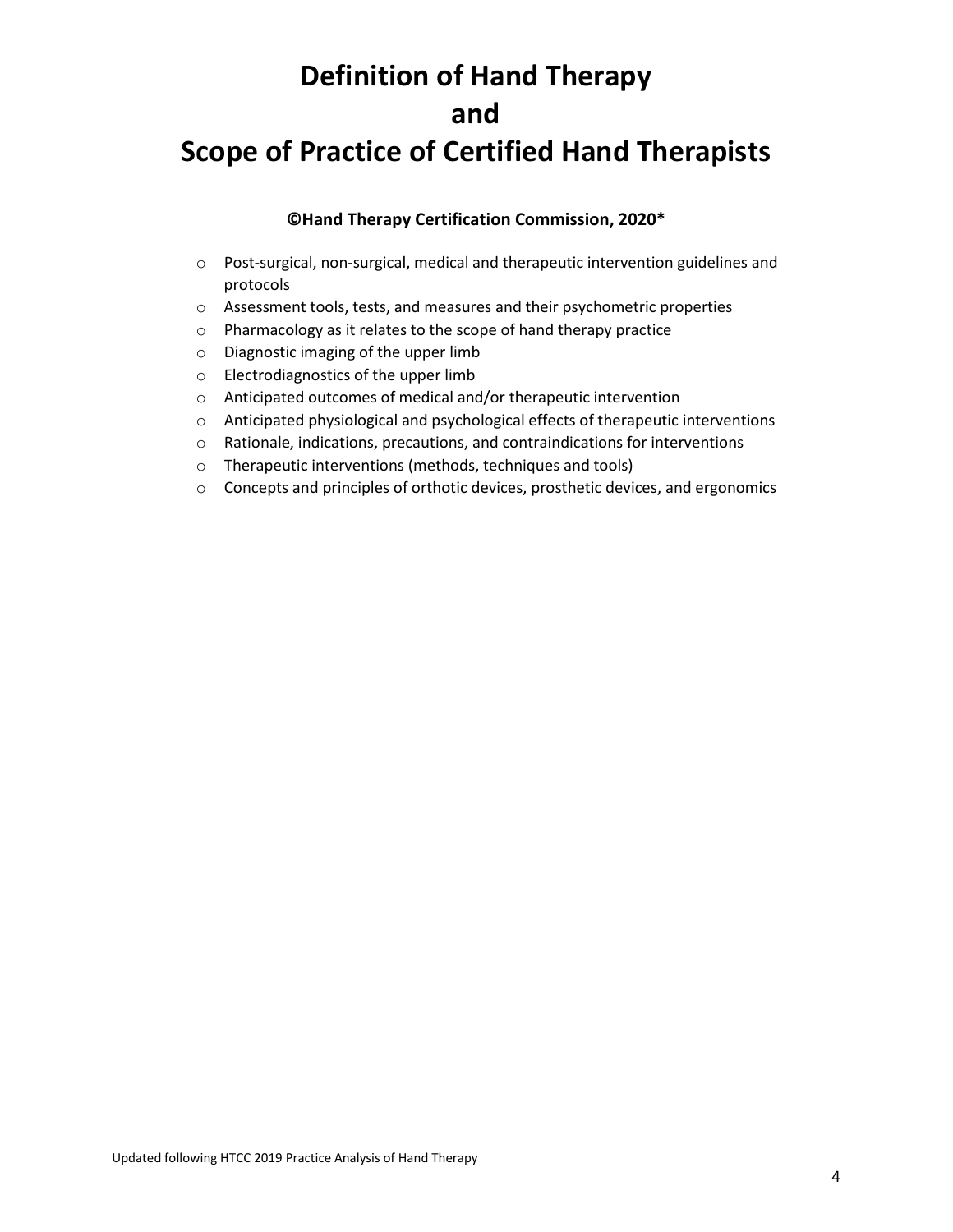# Definition of Hand Therapy
# and
# Scope of Practice of Certified Hand Therapists

**©Hand Therapy Certification Commission, 2020***

- Post-surgical, non-surgical, medical and therapeutic intervention guidelines and protocols
- Assessment tools, tests, and measures and their psychometric properties
- Pharmacology as it relates to the scope of hand therapy practice
- Diagnostic imaging of the upper limb
- Electrodiagnostics of the upper limb
- Anticipated outcomes of medical and/or therapeutic intervention
- Anticipated physiological and psychological effects of therapeutic interventions
- Rationale, indications, precautions, and contraindications for interventions
- Therapeutic interventions (methods, techniques and tools)
- Concepts and principles of orthotic devices, prosthetic devices, and ergonomics

Updated following HTCC 2019 Practice Analysis of Hand Therapy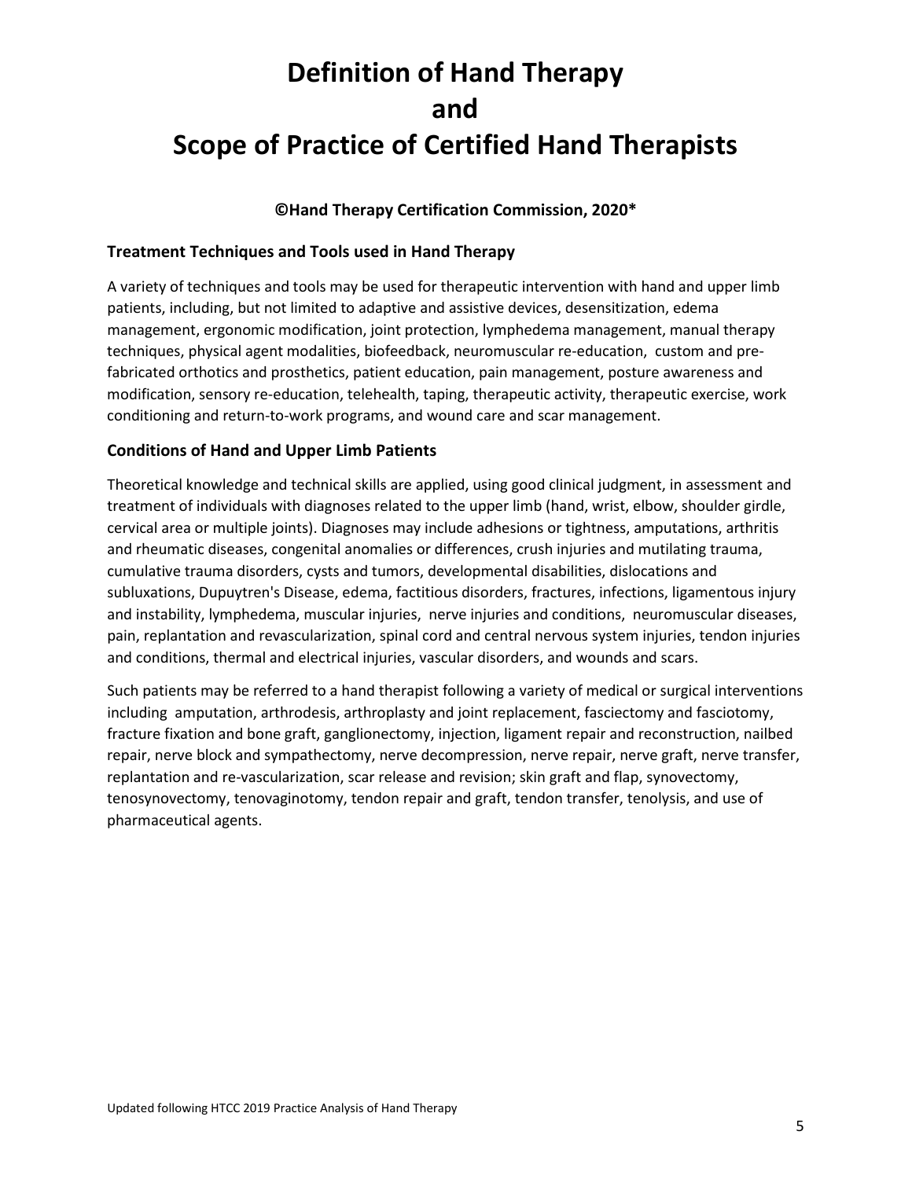# Definition of Hand Therapy and Scope of Practice of Certified Hand Therapists

**©Hand Therapy Certification Commission, 2020***

### Treatment Techniques and Tools used in Hand Therapy

A variety of techniques and tools may be used for therapeutic intervention with hand and upper limb patients, including, but not limited to adaptive and assistive devices, desensitization, edema management, ergonomic modification, joint protection, lymphedema management, manual therapy techniques, physical agent modalities, biofeedback, neuromuscular re-education, custom and pre-fabricated orthotics and prosthetics, patient education, pain management, posture awareness and modification, sensory re-education, telehealth, taping, therapeutic activity, therapeutic exercise, work conditioning and return-to-work programs, and wound care and scar management.

### Conditions of Hand and Upper Limb Patients

Theoretical knowledge and technical skills are applied, using good clinical judgment, in assessment and treatment of individuals with diagnoses related to the upper limb (hand, wrist, elbow, shoulder girdle, cervical area or multiple joints). Diagnoses may include adhesions or tightness, amputations, arthritis and rheumatic diseases, congenital anomalies or differences, crush injuries and mutilating trauma, cumulative trauma disorders, cysts and tumors, developmental disabilities, dislocations and subluxations, Dupuytren's Disease, edema, factitious disorders, fractures, infections, ligamentous injury and instability, lymphedema, muscular injuries, nerve injuries and conditions, neuromuscular diseases, pain, replantation and revascularization, spinal cord and central nervous system injuries, tendon injuries and conditions, thermal and electrical injuries, vascular disorders, and wounds and scars.

Such patients may be referred to a hand therapist following a variety of medical or surgical interventions including amputation, arthrodesis, arthroplasty and joint replacement, fasciectomy and fasciotomy, fracture fixation and bone graft, ganglionectomy, injection, ligament repair and reconstruction, nailbed repair, nerve block and sympathectomy, nerve decompression, nerve repair, nerve graft, nerve transfer, replantation and re-vascularization, scar release and revision; skin graft and flap, synovectomy, tenosynovectomy, tenovaginotomy, tendon repair and graft, tendon transfer, tenolysis, and use of pharmaceutical agents.

Updated following HTCC 2019 Practice Analysis of Hand Therapy